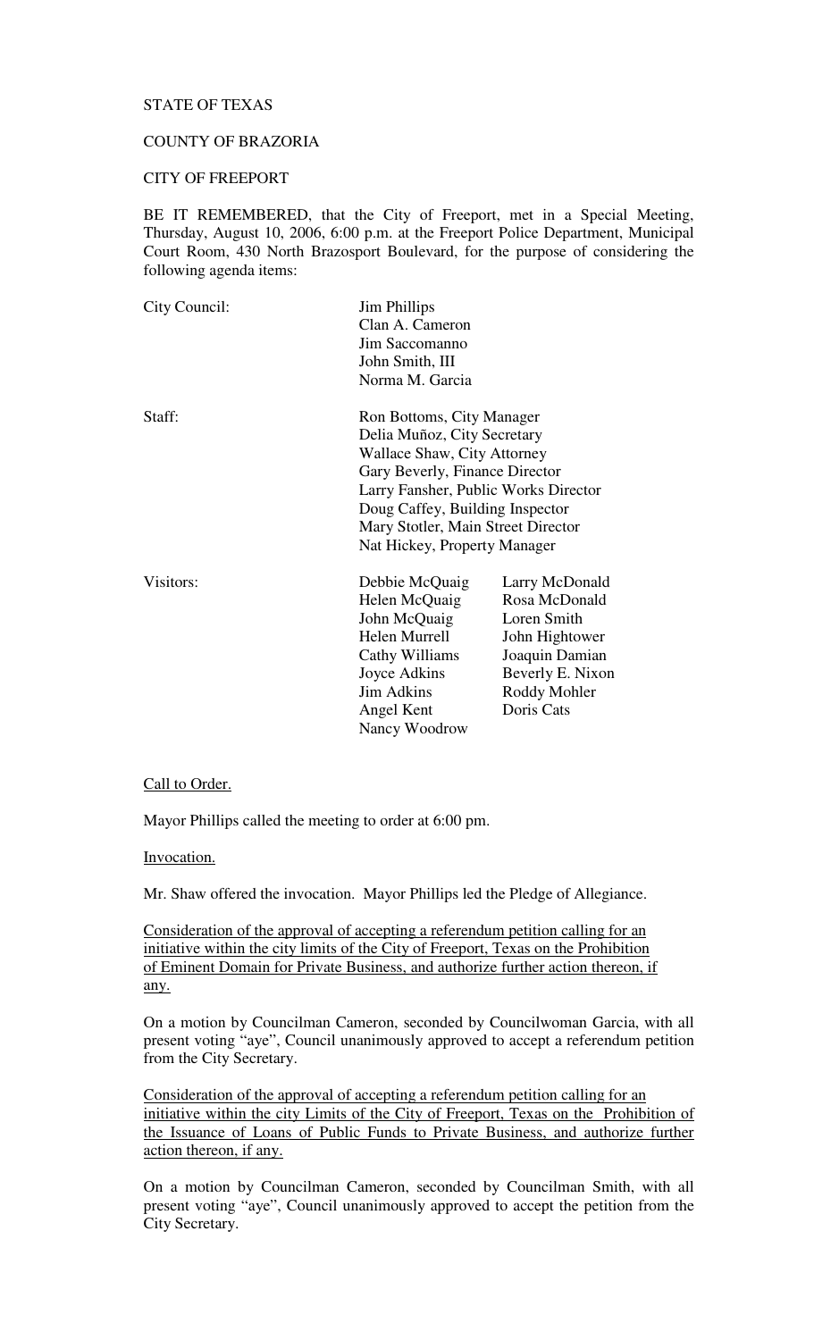STATE OF TEXAS

COUNTY OF BRAZORIA

CITY OF FREEPORT

BE IT REMEMBERED, that the City of Freeport, met in a Special Meeting, Thursday, August 10, 2006, 6:00 p.m. at the Freeport Police Department, Municipal Court Room, 430 North Brazosport Boulevard, for the purpose of considering the following agenda items:

| | | |
|---|---|---|
| City Council: | Jim Phillips | |
| | Clan A. Cameron | |
| | Jim Saccomanno | |
| | John Smith, III | |
| | Norma M. Garcia | |
| Staff: | Ron Bottoms, City Manager | |
| | Delia Muñoz, City Secretary | |
| | Wallace Shaw, City Attorney | |
| | Gary Beverly, Finance Director | |
| | Larry Fansher, Public Works Director | |
| | Doug Caffey, Building Inspector | |
| | Mary Stotler, Main Street Director | |
| | Nat Hickey, Property Manager | |
| Visitors: | Debbie McQuaig | Larry McDonald |
| | Helen McQuaig | Rosa McDonald |
| | John McQuaig | Loren Smith |
| | Helen Murrell | John Hightower |
| | Cathy Williams | Joaquin Damian |
| | Joyce Adkins | Beverly E. Nixon |
| | Jim Adkins | Roddy Mohler |
| | Angel Kent | Doris Cats |
| | Nancy Woodrow | |

Call to Order.

Mayor Phillips called the meeting to order at 6:00 pm.

Invocation.

Mr. Shaw offered the invocation. Mayor Phillips led the Pledge of Allegiance.

Consideration of the approval of accepting a referendum petition calling for an initiative within the city limits of the City of Freeport, Texas on the Prohibition of Eminent Domain for Private Business, and authorize further action thereon, if any.

On a motion by Councilman Cameron, seconded by Councilwoman Garcia, with all present voting "aye", Council unanimously approved to accept a referendum petition from the City Secretary.

Consideration of the approval of accepting a referendum petition calling for an initiative within the city Limits of the City of Freeport, Texas on the Prohibition of the Issuance of Loans of Public Funds to Private Business, and authorize further action thereon, if any.

On a motion by Councilman Cameron, seconded by Councilman Smith, with all present voting "aye", Council unanimously approved to accept the petition from the City Secretary.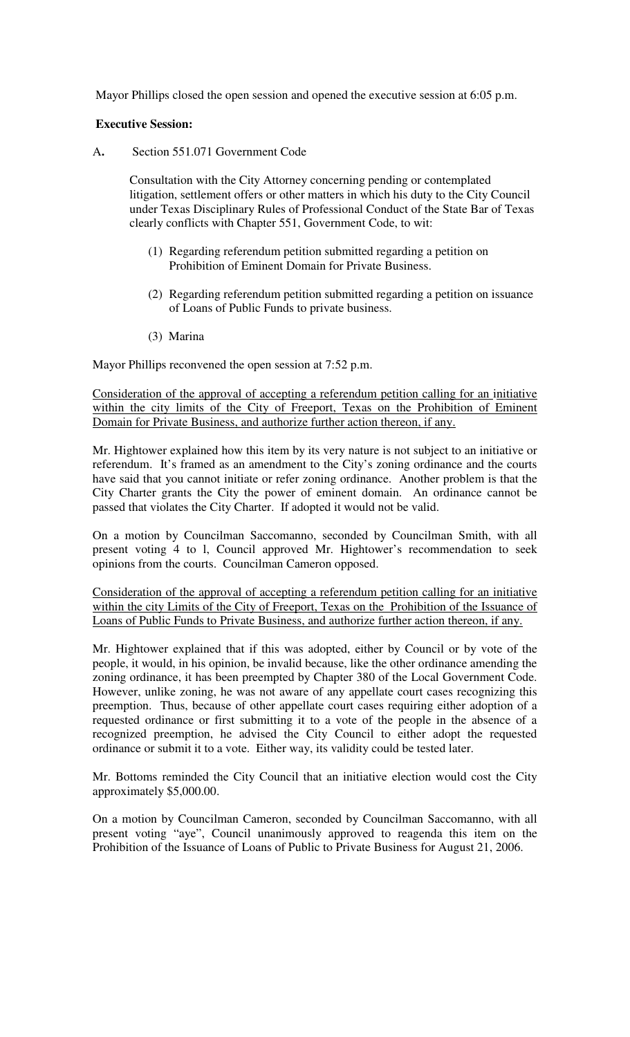Mayor Phillips closed the open session and opened the executive session at 6:05 p.m.

**Executive Session:**

A**.** Section 551.071 Government Code

Consultation with the City Attorney concerning pending or contemplated litigation, settlement offers or other matters in which his duty to the City Council under Texas Disciplinary Rules of Professional Conduct of the State Bar of Texas clearly conflicts with Chapter 551, Government Code, to wit:

(1) Regarding referendum petition submitted regarding a petition on Prohibition of Eminent Domain for Private Business.

(2) Regarding referendum petition submitted regarding a petition on issuance of Loans of Public Funds to private business.

(3) Marina

Mayor Phillips reconvened the open session at 7:52 p.m.

Consideration of the approval of accepting a referendum petition calling for an initiative within the city limits of the City of Freeport, Texas on the Prohibition of Eminent Domain for Private Business, and authorize further action thereon, if any.

Mr. Hightower explained how this item by its very nature is not subject to an initiative or referendum. It's framed as an amendment to the City's zoning ordinance and the courts have said that you cannot initiate or refer zoning ordinance. Another problem is that the City Charter grants the City the power of eminent domain. An ordinance cannot be passed that violates the City Charter. If adopted it would not be valid.

On a motion by Councilman Saccomanno, seconded by Councilman Smith, with all present voting 4 to l, Council approved Mr. Hightower's recommendation to seek opinions from the courts. Councilman Cameron opposed.

Consideration of the approval of accepting a referendum petition calling for an initiative within the city Limits of the City of Freeport, Texas on the Prohibition of the Issuance of Loans of Public Funds to Private Business, and authorize further action thereon, if any.

Mr. Hightower explained that if this was adopted, either by Council or by vote of the people, it would, in his opinion, be invalid because, like the other ordinance amending the zoning ordinance, it has been preempted by Chapter 380 of the Local Government Code. However, unlike zoning, he was not aware of any appellate court cases recognizing this preemption. Thus, because of other appellate court cases requiring either adoption of a requested ordinance or first submitting it to a vote of the people in the absence of a recognized preemption, he advised the City Council to either adopt the requested ordinance or submit it to a vote. Either way, its validity could be tested later.

Mr. Bottoms reminded the City Council that an initiative election would cost the City approximately $5,000.00.

On a motion by Councilman Cameron, seconded by Councilman Saccomanno, with all present voting "aye", Council unanimously approved to reagenda this item on the Prohibition of the Issuance of Loans of Public to Private Business for August 21, 2006.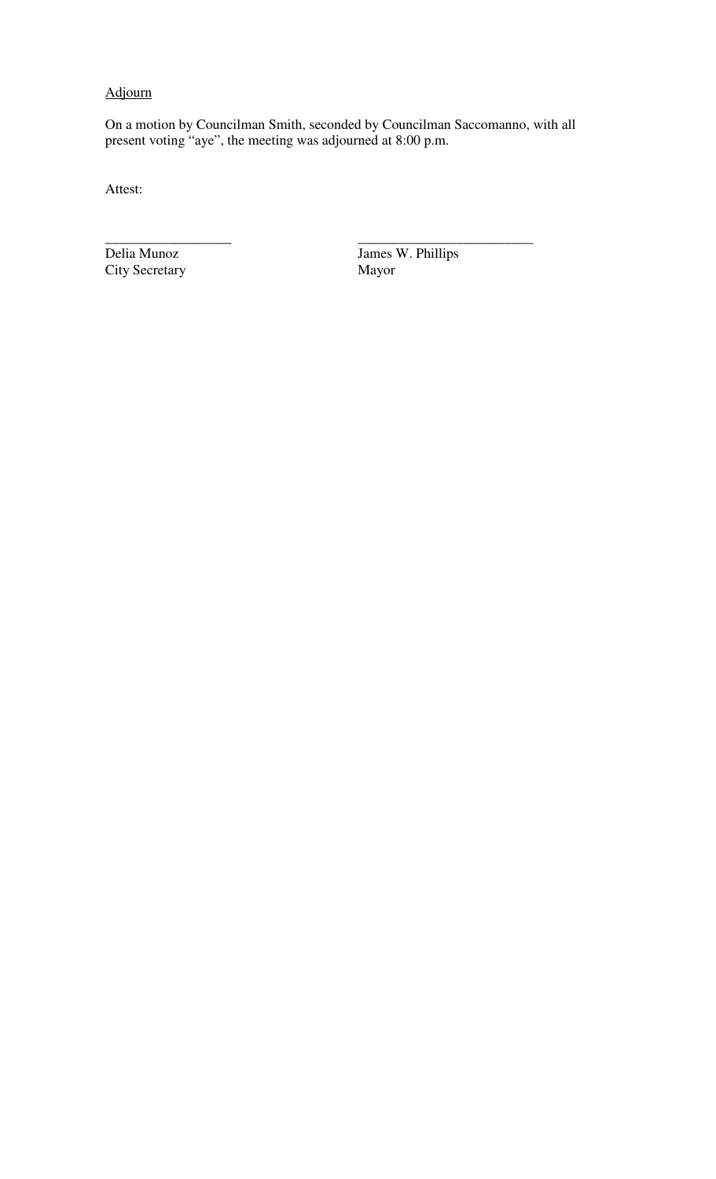Adjourn

On a motion by Councilman Smith, seconded by Councilman Saccomanno, with all present voting "aye", the meeting was adjourned at 8:00 p.m.

Attest:

| | |
|---|---|
| ________________ | ________________________ |
| Delia Munoz | James W. Phillips |
| City Secretary | Mayor |